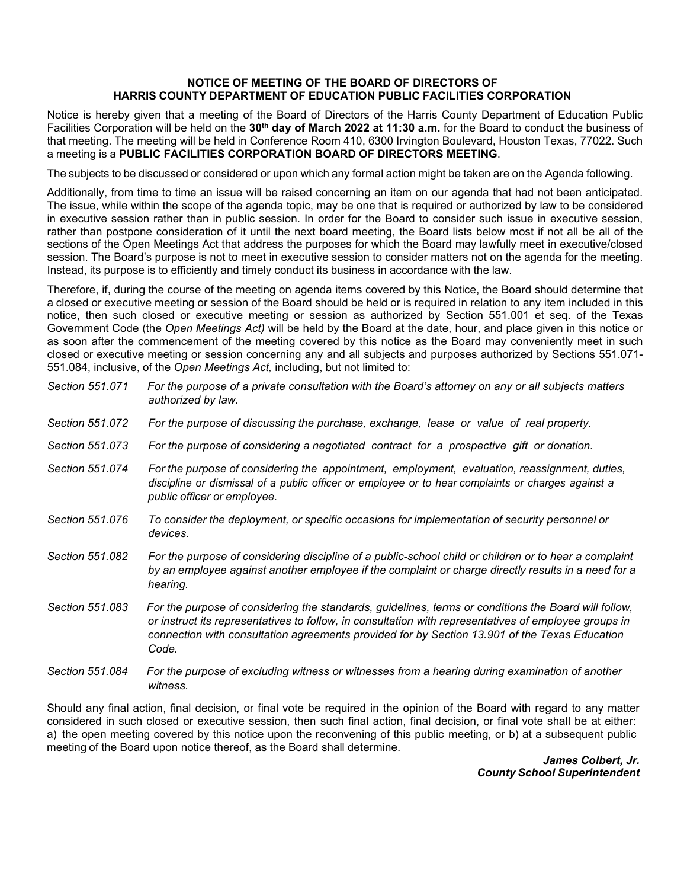**NOTICE OF MEETING OF THE BOARD OF DIRECTORS OF**
**HARRIS COUNTY DEPARTMENT OF EDUCATION PUBLIC FACILITIES CORPORATION**

Notice is hereby given that a meeting of the Board of Directors of the Harris County Department of Education Public Facilities Corporation will be held on the **30th day of March 2022 at 11:30 a.m.** for the Board to conduct the business of that meeting. The meeting will be held in Conference Room 410, 6300 Irvington Boulevard, Houston Texas, 77022. Such a meeting is a **PUBLIC FACILITIES CORPORATION BOARD OF DIRECTORS MEETING**.

The subjects to be discussed or considered or upon which any formal action might be taken are on the Agenda following.

Additionally, from time to time an issue will be raised concerning an item on our agenda that had not been anticipated. The issue, while within the scope of the agenda topic, may be one that is required or authorized by law to be considered in executive session rather than in public session. In order for the Board to consider such issue in executive session, rather than postpone consideration of it until the next board meeting, the Board lists below most if not all be all of the sections of the Open Meetings Act that address the purposes for which the Board may lawfully meet in executive/closed session. The Board's purpose is not to meet in executive session to consider matters not on the agenda for the meeting. Instead, its purpose is to efficiently and timely conduct its business in accordance with the law.

Therefore, if, during the course of the meeting on agenda items covered by this Notice, the Board should determine that a closed or executive meeting or session of the Board should be held or is required in relation to any item included in this notice, then such closed or executive meeting or session as authorized by Section 551.001 et seq. of the Texas Government Code (the *Open Meetings Act)* will be held by the Board at the date, hour, and place given in this notice or as soon after the commencement of the meeting covered by this notice as the Board may conveniently meet in such closed or executive meeting or session concerning any and all subjects and purposes authorized by Sections 551.071-551.084, inclusive, of the *Open Meetings Act,* including, but not limited to:

*Section 551.071* *For the purpose of a private consultation with the Board's attorney on any or all subjects matters authorized by law.*

*Section 551.072* *For the purpose of discussing the purchase, exchange, lease or value of real property.*

*Section 551.073* *For the purpose of considering a negotiated contract for a prospective gift or donation.*

*Section 551.074* *For the purpose of considering the appointment, employment, evaluation, reassignment, duties, discipline or dismissal of a public officer or employee or to hear complaints or charges against a public officer or employee.*

*Section 551.076* *To consider the deployment, or specific occasions for implementation of security personnel or devices.*

*Section 551.082* *For the purpose of considering discipline of a public-school child or children or to hear a complaint by an employee against another employee if the complaint or charge directly results in a need for a hearing.*

*Section 551.083* *For the purpose of considering the standards, guidelines, terms or conditions the Board will follow, or instruct its representatives to follow, in consultation with representatives of employee groups in connection with consultation agreements provided for by Section 13.901 of the Texas Education Code.*

*Section 551.084* *For the purpose of excluding witness or witnesses from a hearing during examination of another witness.*

Should any final action, final decision, or final vote be required in the opinion of the Board with regard to any matter considered in such closed or executive session, then such final action, final decision, or final vote shall be at either: a) the open meeting covered by this notice upon the reconvening of this public meeting, or b) at a subsequent public meeting of the Board upon notice thereof, as the Board shall determine.

***James Colbert, Jr.***
***County School Superintendent***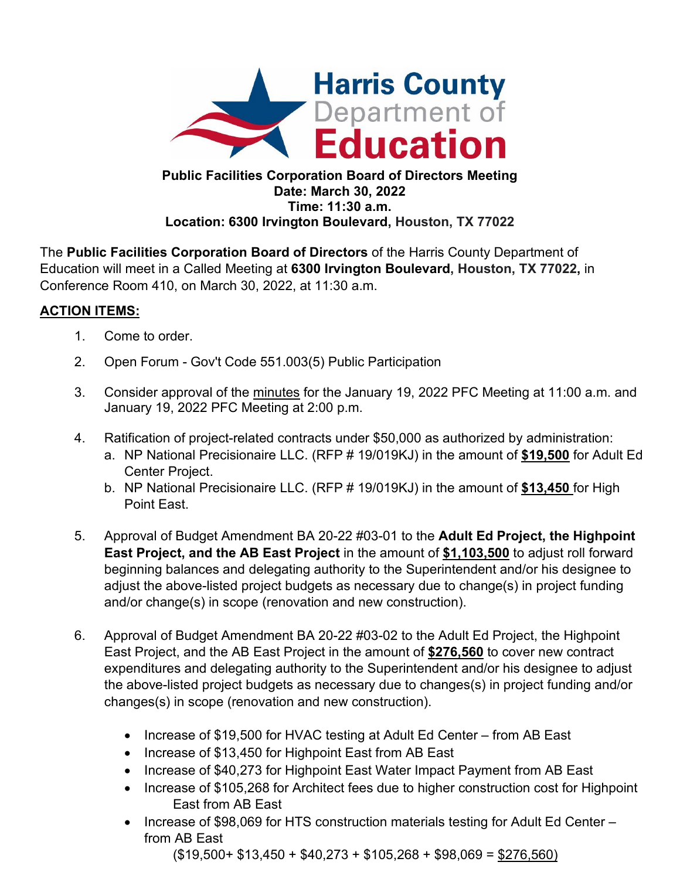**Public Facilities Corporation Board of Directors Meeting**
**Date: March 30, 2022**
**Time: 11:30 a.m.**
**Location: 6300 Irvington Boulevard, Houston, TX 77022**

The **Public Facilities Corporation Board of Directors** of the Harris County Department of Education will meet in a Called Meeting at **6300 Irvington Boulevard, Houston, TX 77022,** in Conference Room 410, on March 30, 2022, at 11:30 a.m.

**ACTION ITEMS:**

1. Come to order.

2. Open Forum - Gov't Code 551.003(5) Public Participation

3. Consider approval of the minutes for the January 19, 2022 PFC Meeting at 11:00 a.m. and January 19, 2022 PFC Meeting at 2:00 p.m.

4. Ratification of project-related contracts under $50,000 as authorized by administration:
   a. NP National Precisionaire LLC. (RFP # 19/019KJ) in the amount of **$19,500** for Adult Ed Center Project.
   b. NP National Precisionaire LLC. (RFP # 19/019KJ) in the amount of **$13,450** for High Point East.

5. Approval of Budget Amendment BA 20-22 #03-01 to the **Adult Ed Project, the Highpoint East Project, and the AB East Project** in the amount of **$1,103,500** to adjust roll forward beginning balances and delegating authority to the Superintendent and/or his designee to adjust the above-listed project budgets as necessary due to change(s) in project funding and/or change(s) in scope (renovation and new construction).

6. Approval of Budget Amendment BA 20-22 #03-02 to the Adult Ed Project, the Highpoint East Project, and the AB East Project in the amount of **$276,560** to cover new contract expenditures and delegating authority to the Superintendent and/or his designee to adjust the above-listed project budgets as necessary due to changes(s) in project funding and/or changes(s) in scope (renovation and new construction).

   - Increase of $19,500 for HVAC testing at Adult Ed Center – from AB East
   - Increase of $13,450 for Highpoint East from AB East
   - Increase of $40,273 for Highpoint East Water Impact Payment from AB East
   - Increase of $105,268 for Architect fees due to higher construction cost for Highpoint East from AB East
   - Increase of $98,069 for HTS construction materials testing for Adult Ed Center – from AB East

   ($19,500+ $13,450 + $40,273 + $105,268 + $98,069 = $276,560)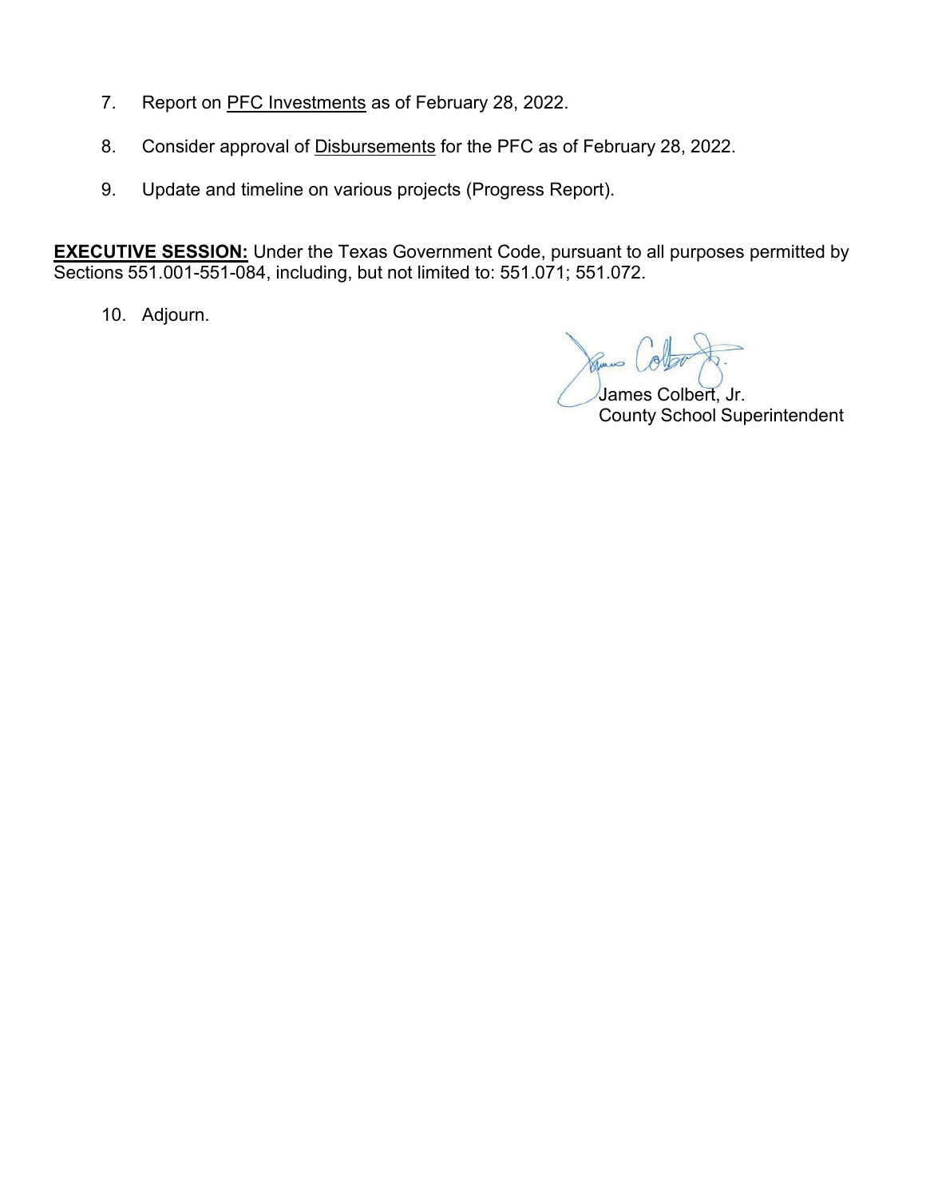7. Report on PFC Investments as of February 28, 2022.

8. Consider approval of Disbursements for the PFC as of February 28, 2022.

9. Update and timeline on various projects (Progress Report).

**EXECUTIVE SESSION:** Under the Texas Government Code, pursuant to all purposes permitted by Sections 551.001-551-084, including, but not limited to: 551.071; 551.072.

10. Adjourn.

James Colbert, Jr.
County School Superintendent